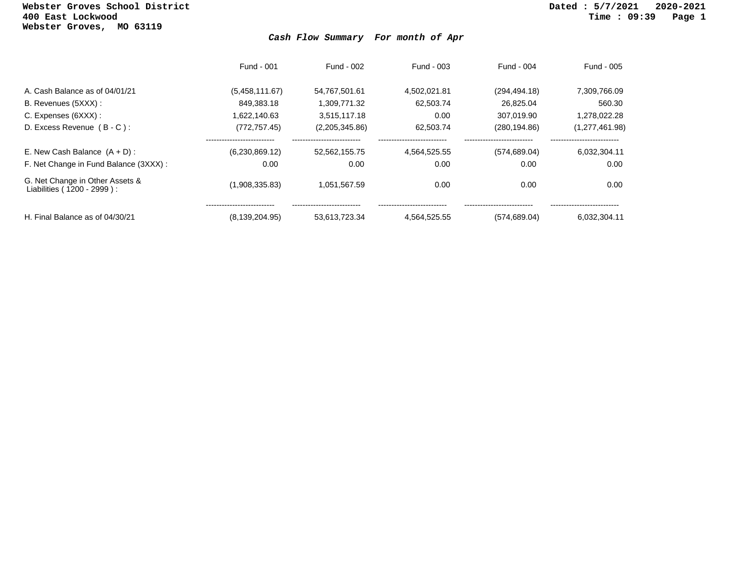Webster Groves School District
400 East Lockwood
Webster Groves, MO 63119

Dated : 5/7/2021 2020-2021
Time : 09:39

### *Cash Flow Summary For month of Apr*

| | Fund - 001 | Fund - 002 | Fund - 003 | Fund - 004 | Fund - 005 |
|---|---|---|---|---|---|
| A. Cash Balance as of 04/01/21 | (5,458,111.67) | 54,767,501.61 | 4,502,021.81 | (294,494.18) | 7,309,766.09 |
| B. Revenues (5XXX) : | 849,383.18 | 1,309,771.32 | 62,503.74 | 26,825.04 | 560.30 |
| C. Expenses (6XXX) : | 1,622,140.63 | 3,515,117.18 | 0.00 | 307,019.90 | 1,278,022.28 |
| D. Excess Revenue ( B - C ) : | (772,757.45) | (2,205,345.86) | 62,503.74 | (280,194.86) | (1,277,461.98) |
| E. New Cash Balance (A + D) : | (6,230,869.12) | 52,562,155.75 | 4,564,525.55 | (574,689.04) | 6,032,304.11 |
| F. Net Change in Fund Balance (3XXX) : | 0.00 | 0.00 | 0.00 | 0.00 | 0.00 |
| G. Net Change in Other Assets & Liabilities ( 1200 - 2999 ) : | (1,908,335.83) | 1,051,567.59 | 0.00 | 0.00 | 0.00 |
| H. Final Balance as of 04/30/21 | (8,139,204.95) | 53,613,723.34 | 4,564,525.55 | (574,689.04) | 6,032,304.11 |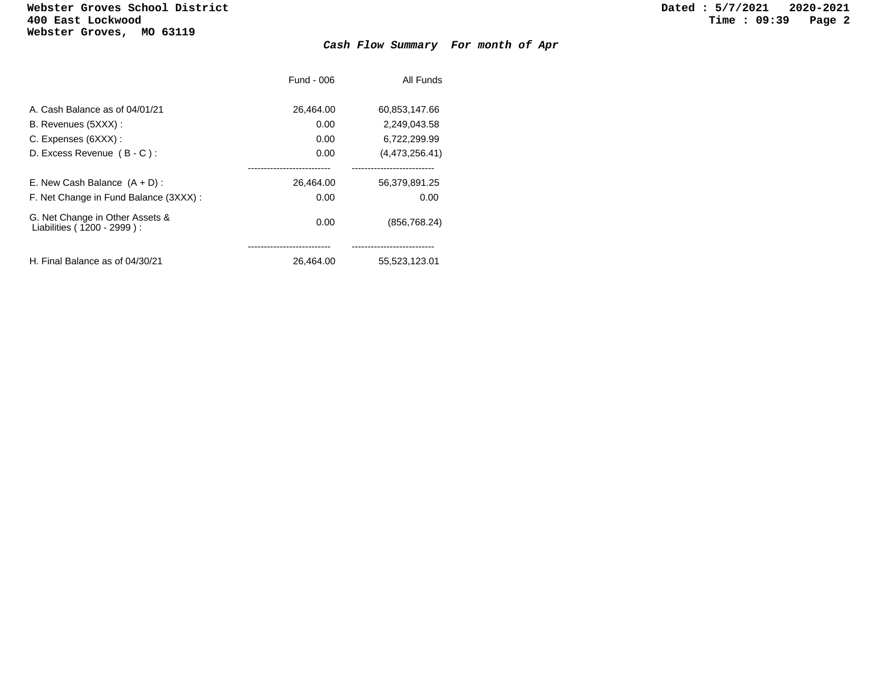Webster Groves School District
400 East Lockwood
Webster Groves, MO 63119

Dated : 5/7/2021 2020-2021
Time : 09:39

***Cash Flow Summary For month of Apr***

| | Fund - 006 | All Funds |
|---|---|---|
| A. Cash Balance as of 04/01/21 | 26,464.00 | 60,853,147.66 |
| B. Revenues (5XXX) : | 0.00 | 2,249,043.58 |
| C. Expenses (6XXX) : | 0.00 | 6,722,299.99 |
| D. Excess Revenue ( B - C ) : | 0.00 | (4,473,256.41) |
| E. New Cash Balance (A + D) : | 26,464.00 | 56,379,891.25 |
| F. Net Change in Fund Balance (3XXX) : | 0.00 | 0.00 |
| G. Net Change in Other Assets & Liabilities ( 1200 - 2999 ) : | 0.00 | (856,768.24) |
| H. Final Balance as of 04/30/21 | 26,464.00 | 55,523,123.01 |